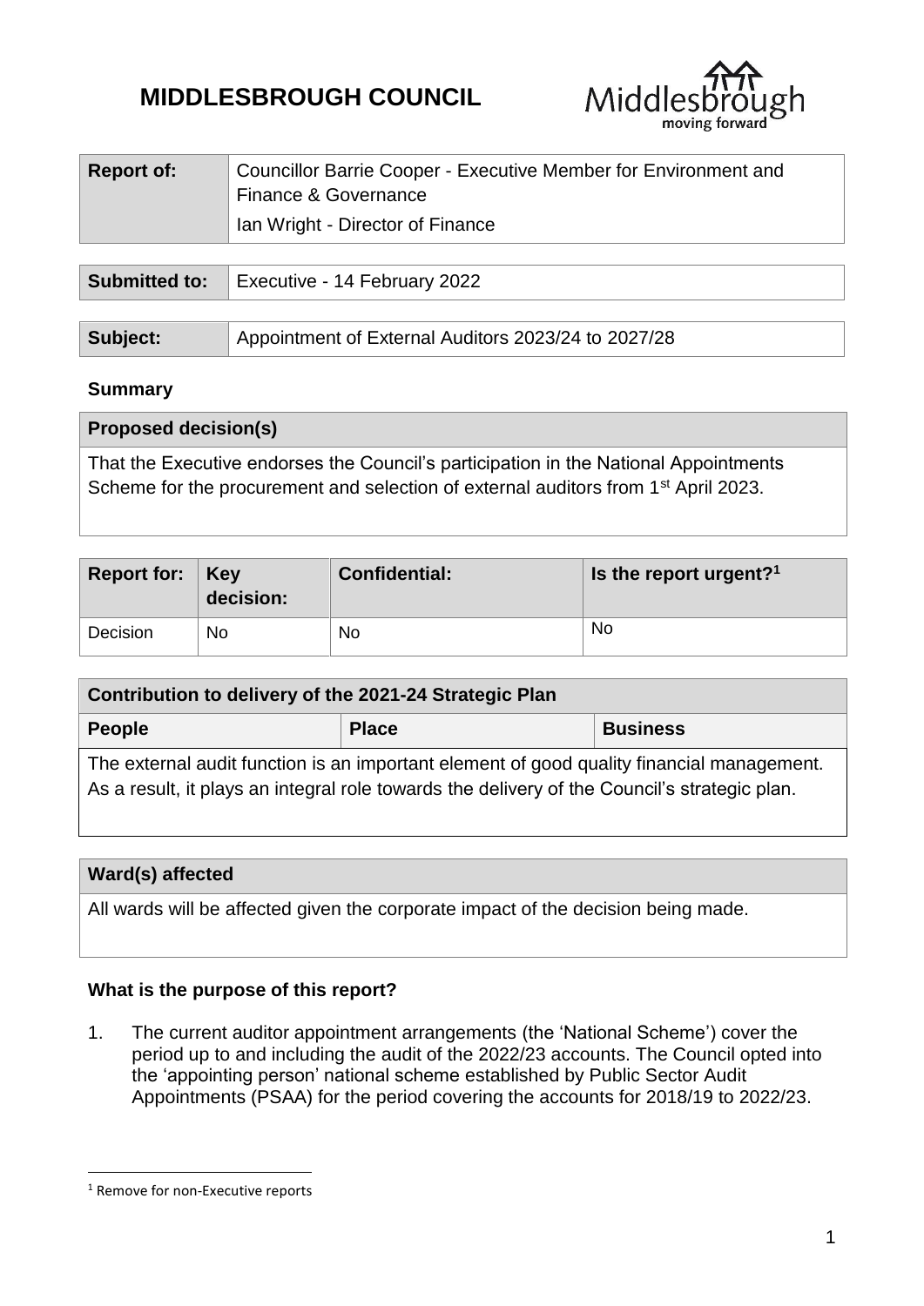# MIDDLESBROUGH COUNCIL

| Report of: | Councillor Barrie Cooper - Executive Member for Environment and Finance & Governance<br>Ian Wright - Director of Finance |
|---|---|

| Submitted to: | Executive - 14 February 2022 |
|---|---|

| Subject: | Appointment of External Auditors 2023/24 to 2027/28 |
|---|---|

**Summary**

| Proposed decision(s) |
|---|
| That the Executive endorses the Council's participation in the National Appointments Scheme for the procurement and selection of external auditors from 1st April 2023. |

| Report for: | Key decision: | Confidential: | Is the report urgent?[1] |
|---|---|---|---|
| Decision | No | No | No |

| Contribution to delivery of the 2021-24 Strategic Plan | | |
|---|---|---|
| **People** | **Place** | **Business** |
| The external audit function is an important element of good quality financial management. As a result, it plays an integral role towards the delivery of the Council's strategic plan. | | |

| Ward(s) affected |
|---|
| All wards will be affected given the corporate impact of the decision being made. |

**What is the purpose of this report?**

1. The current auditor appointment arrangements (the 'National Scheme') cover the period up to and including the audit of the 2022/23 accounts. The Council opted into the 'appointing person' national scheme established by Public Sector Audit Appointments (PSAA) for the period covering the accounts for 2018/19 to 2022/23.

[1] Remove for non-Executive reports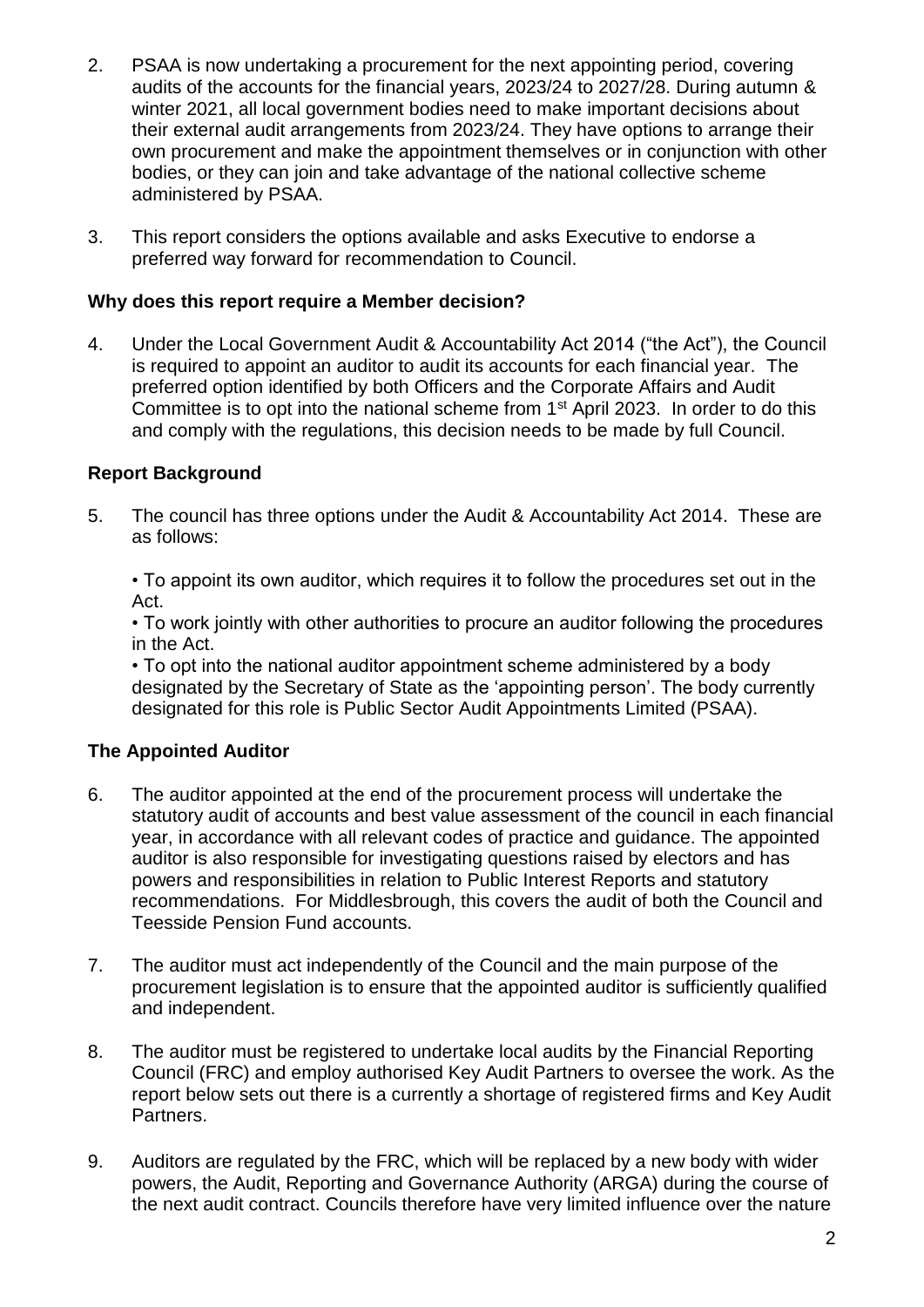2. PSAA is now undertaking a procurement for the next appointing period, covering audits of the accounts for the financial years, 2023/24 to 2027/28. During autumn & winter 2021, all local government bodies need to make important decisions about their external audit arrangements from 2023/24. They have options to arrange their own procurement and make the appointment themselves or in conjunction with other bodies, or they can join and take advantage of the national collective scheme administered by PSAA.

3. This report considers the options available and asks Executive to endorse a preferred way forward for recommendation to Council.

**Why does this report require a Member decision?**

4. Under the Local Government Audit & Accountability Act 2014 ("the Act"), the Council is required to appoint an auditor to audit its accounts for each financial year. The preferred option identified by both Officers and the Corporate Affairs and Audit Committee is to opt into the national scheme from 1st April 2023. In order to do this and comply with the regulations, this decision needs to be made by full Council.

**Report Background**

5. The council has three options under the Audit & Accountability Act 2014. These are as follows:

   • To appoint its own auditor, which requires it to follow the procedures set out in the Act.
   
   • To work jointly with other authorities to procure an auditor following the procedures in the Act.
   
   • To opt into the national auditor appointment scheme administered by a body designated by the Secretary of State as the 'appointing person'. The body currently designated for this role is Public Sector Audit Appointments Limited (PSAA).

**The Appointed Auditor**

6. The auditor appointed at the end of the procurement process will undertake the statutory audit of accounts and best value assessment of the council in each financial year, in accordance with all relevant codes of practice and guidance. The appointed auditor is also responsible for investigating questions raised by electors and has powers and responsibilities in relation to Public Interest Reports and statutory recommendations. For Middlesbrough, this covers the audit of both the Council and Teesside Pension Fund accounts.

7. The auditor must act independently of the Council and the main purpose of the procurement legislation is to ensure that the appointed auditor is sufficiently qualified and independent.

8. The auditor must be registered to undertake local audits by the Financial Reporting Council (FRC) and employ authorised Key Audit Partners to oversee the work. As the report below sets out there is a currently a shortage of registered firms and Key Audit Partners.

9. Auditors are regulated by the FRC, which will be replaced by a new body with wider powers, the Audit, Reporting and Governance Authority (ARGA) during the course of the next audit contract. Councils therefore have very limited influence over the nature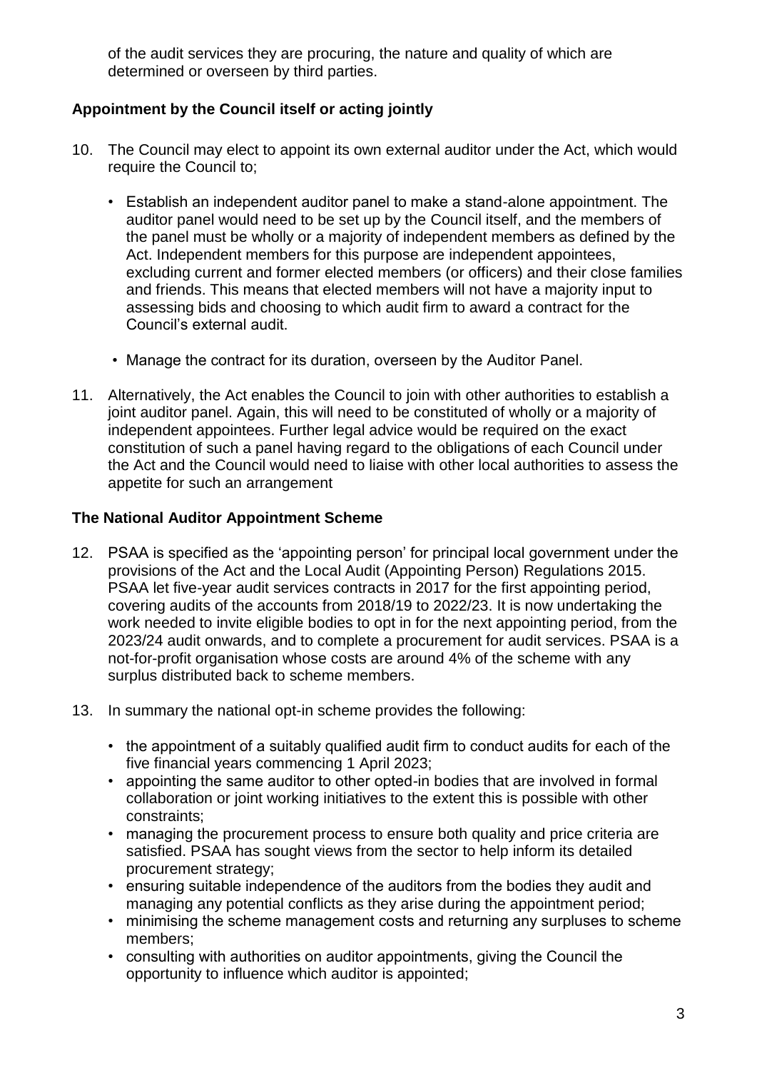of the audit services they are procuring, the nature and quality of which are determined or overseen by third parties.

**Appointment by the Council itself or acting jointly**

10. The Council may elect to appoint its own external auditor under the Act, which would require the Council to;

    - Establish an independent auditor panel to make a stand-alone appointment. The auditor panel would need to be set up by the Council itself, and the members of the panel must be wholly or a majority of independent members as defined by the Act. Independent members for this purpose are independent appointees, excluding current and former elected members (or officers) and their close families and friends. This means that elected members will not have a majority input to assessing bids and choosing to which audit firm to award a contract for the Council's external audit.

    - Manage the contract for its duration, overseen by the Auditor Panel.

11. Alternatively, the Act enables the Council to join with other authorities to establish a joint auditor panel. Again, this will need to be constituted of wholly or a majority of independent appointees. Further legal advice would be required on the exact constitution of such a panel having regard to the obligations of each Council under the Act and the Council would need to liaise with other local authorities to assess the appetite for such an arrangement

**The National Auditor Appointment Scheme**

12. PSAA is specified as the 'appointing person' for principal local government under the provisions of the Act and the Local Audit (Appointing Person) Regulations 2015. PSAA let five-year audit services contracts in 2017 for the first appointing period, covering audits of the accounts from 2018/19 to 2022/23. It is now undertaking the work needed to invite eligible bodies to opt in for the next appointing period, from the 2023/24 audit onwards, and to complete a procurement for audit services. PSAA is a not-for-profit organisation whose costs are around 4% of the scheme with any surplus distributed back to scheme members.

13. In summary the national opt-in scheme provides the following:

    - the appointment of a suitably qualified audit firm to conduct audits for each of the five financial years commencing 1 April 2023;
    - appointing the same auditor to other opted-in bodies that are involved in formal collaboration or joint working initiatives to the extent this is possible with other constraints;
    - managing the procurement process to ensure both quality and price criteria are satisfied. PSAA has sought views from the sector to help inform its detailed procurement strategy;
    - ensuring suitable independence of the auditors from the bodies they audit and managing any potential conflicts as they arise during the appointment period;
    - minimising the scheme management costs and returning any surpluses to scheme members;
    - consulting with authorities on auditor appointments, giving the Council the opportunity to influence which auditor is appointed;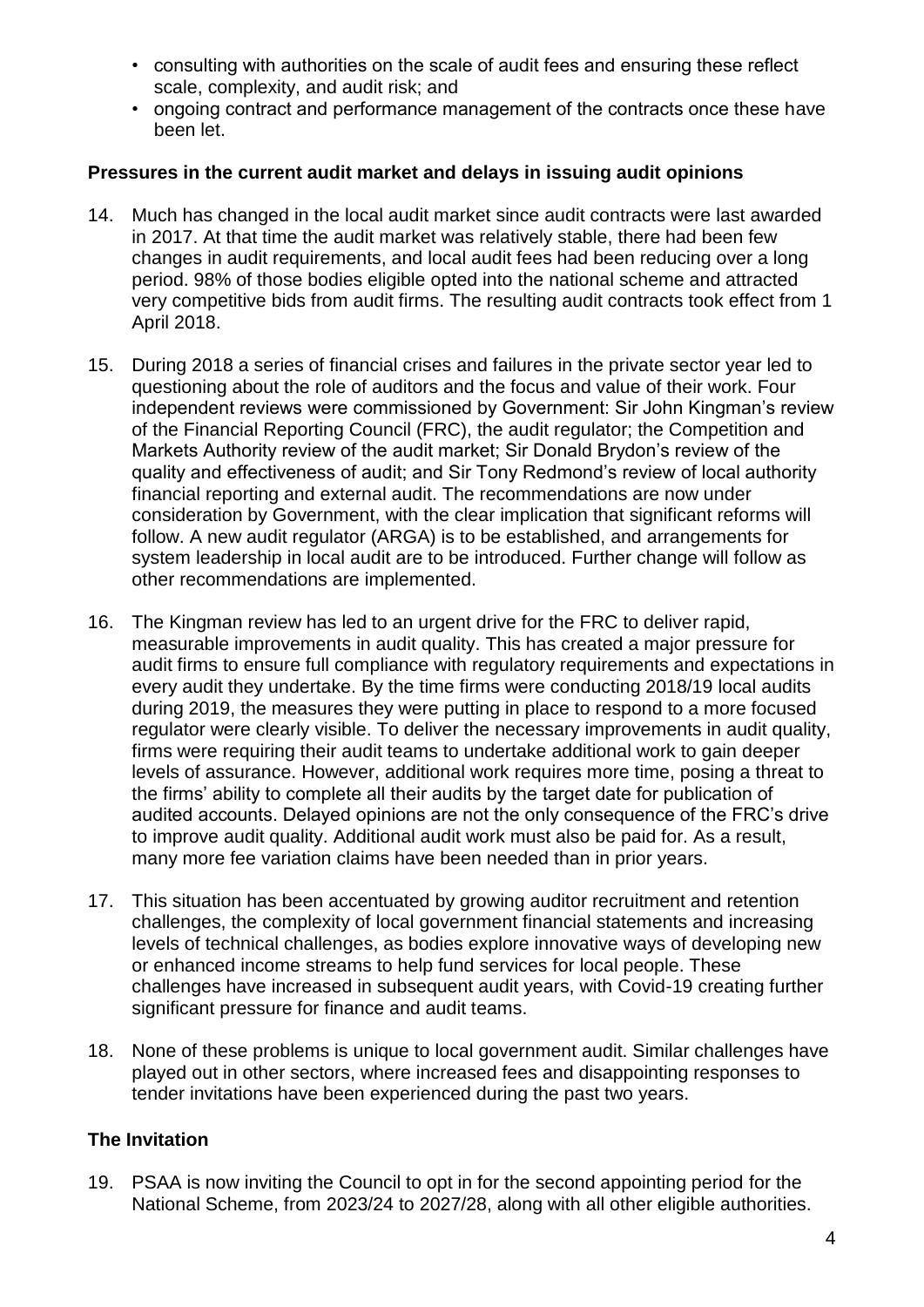- consulting with authorities on the scale of audit fees and ensuring these reflect scale, complexity, and audit risk; and
- ongoing contract and performance management of the contracts once these have been let.

**Pressures in the current audit market and delays in issuing audit opinions**

14. Much has changed in the local audit market since audit contracts were last awarded in 2017. At that time the audit market was relatively stable, there had been few changes in audit requirements, and local audit fees had been reducing over a long period. 98% of those bodies eligible opted into the national scheme and attracted very competitive bids from audit firms. The resulting audit contracts took effect from 1 April 2018.

15. During 2018 a series of financial crises and failures in the private sector year led to questioning about the role of auditors and the focus and value of their work. Four independent reviews were commissioned by Government: Sir John Kingman's review of the Financial Reporting Council (FRC), the audit regulator; the Competition and Markets Authority review of the audit market; Sir Donald Brydon's review of the quality and effectiveness of audit; and Sir Tony Redmond's review of local authority financial reporting and external audit. The recommendations are now under consideration by Government, with the clear implication that significant reforms will follow. A new audit regulator (ARGA) is to be established, and arrangements for system leadership in local audit are to be introduced. Further change will follow as other recommendations are implemented.

16. The Kingman review has led to an urgent drive for the FRC to deliver rapid, measurable improvements in audit quality. This has created a major pressure for audit firms to ensure full compliance with regulatory requirements and expectations in every audit they undertake. By the time firms were conducting 2018/19 local audits during 2019, the measures they were putting in place to respond to a more focused regulator were clearly visible. To deliver the necessary improvements in audit quality, firms were requiring their audit teams to undertake additional work to gain deeper levels of assurance. However, additional work requires more time, posing a threat to the firms' ability to complete all their audits by the target date for publication of audited accounts. Delayed opinions are not the only consequence of the FRC's drive to improve audit quality. Additional audit work must also be paid for. As a result, many more fee variation claims have been needed than in prior years.

17. This situation has been accentuated by growing auditor recruitment and retention challenges, the complexity of local government financial statements and increasing levels of technical challenges, as bodies explore innovative ways of developing new or enhanced income streams to help fund services for local people. These challenges have increased in subsequent audit years, with Covid-19 creating further significant pressure for finance and audit teams.

18. None of these problems is unique to local government audit. Similar challenges have played out in other sectors, where increased fees and disappointing responses to tender invitations have been experienced during the past two years.

**The Invitation**

19. PSAA is now inviting the Council to opt in for the second appointing period for the National Scheme, from 2023/24 to 2027/28, along with all other eligible authorities.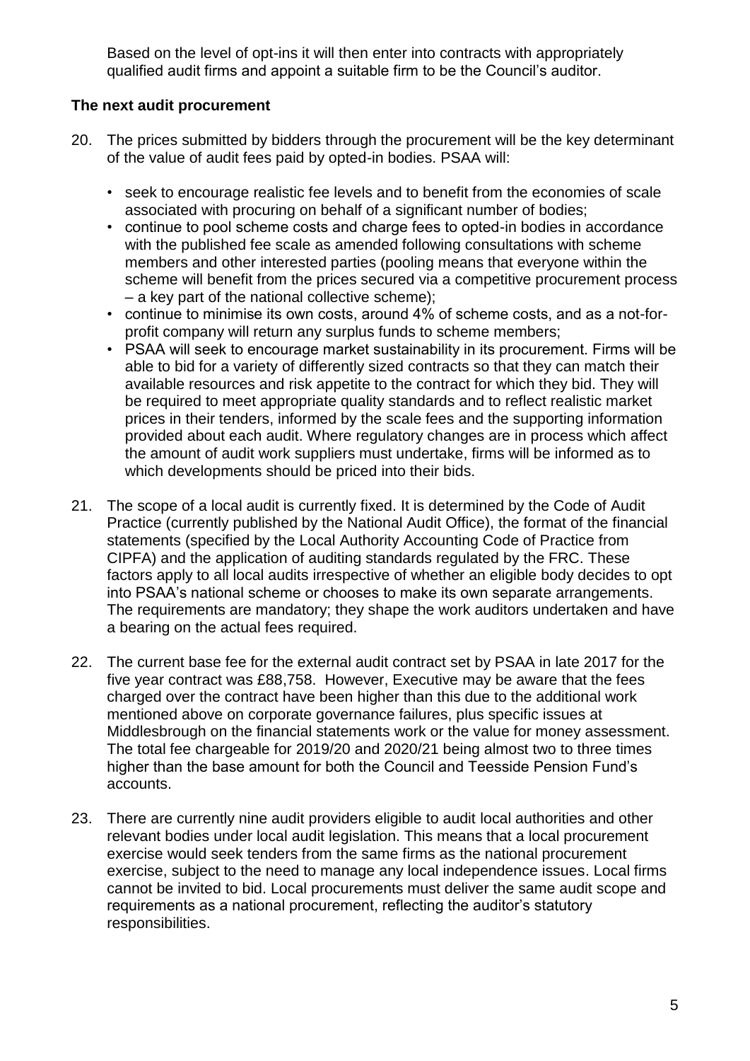Based on the level of opt-ins it will then enter into contracts with appropriately qualified audit firms and appoint a suitable firm to be the Council's auditor.

**The next audit procurement**

20. The prices submitted by bidders through the procurement will be the key determinant of the value of audit fees paid by opted-in bodies. PSAA will:

    - seek to encourage realistic fee levels and to benefit from the economies of scale associated with procuring on behalf of a significant number of bodies;
    - continue to pool scheme costs and charge fees to opted-in bodies in accordance with the published fee scale as amended following consultations with scheme members and other interested parties (pooling means that everyone within the scheme will benefit from the prices secured via a competitive procurement process – a key part of the national collective scheme);
    - continue to minimise its own costs, around 4% of scheme costs, and as a not-for-profit company will return any surplus funds to scheme members;
    - PSAA will seek to encourage market sustainability in its procurement. Firms will be able to bid for a variety of differently sized contracts so that they can match their available resources and risk appetite to the contract for which they bid. They will be required to meet appropriate quality standards and to reflect realistic market prices in their tenders, informed by the scale fees and the supporting information provided about each audit. Where regulatory changes are in process which affect the amount of audit work suppliers must undertake, firms will be informed as to which developments should be priced into their bids.

21. The scope of a local audit is currently fixed. It is determined by the Code of Audit Practice (currently published by the National Audit Office), the format of the financial statements (specified by the Local Authority Accounting Code of Practice from CIPFA) and the application of auditing standards regulated by the FRC. These factors apply to all local audits irrespective of whether an eligible body decides to opt into PSAA's national scheme or chooses to make its own separate arrangements. The requirements are mandatory; they shape the work auditors undertaken and have a bearing on the actual fees required.

22. The current base fee for the external audit contract set by PSAA in late 2017 for the five year contract was £88,758. However, Executive may be aware that the fees charged over the contract have been higher than this due to the additional work mentioned above on corporate governance failures, plus specific issues at Middlesbrough on the financial statements work or the value for money assessment. The total fee chargeable for 2019/20 and 2020/21 being almost two to three times higher than the base amount for both the Council and Teesside Pension Fund's accounts.

23. There are currently nine audit providers eligible to audit local authorities and other relevant bodies under local audit legislation. This means that a local procurement exercise would seek tenders from the same firms as the national procurement exercise, subject to the need to manage any local independence issues. Local firms cannot be invited to bid. Local procurements must deliver the same audit scope and requirements as a national procurement, reflecting the auditor's statutory responsibilities.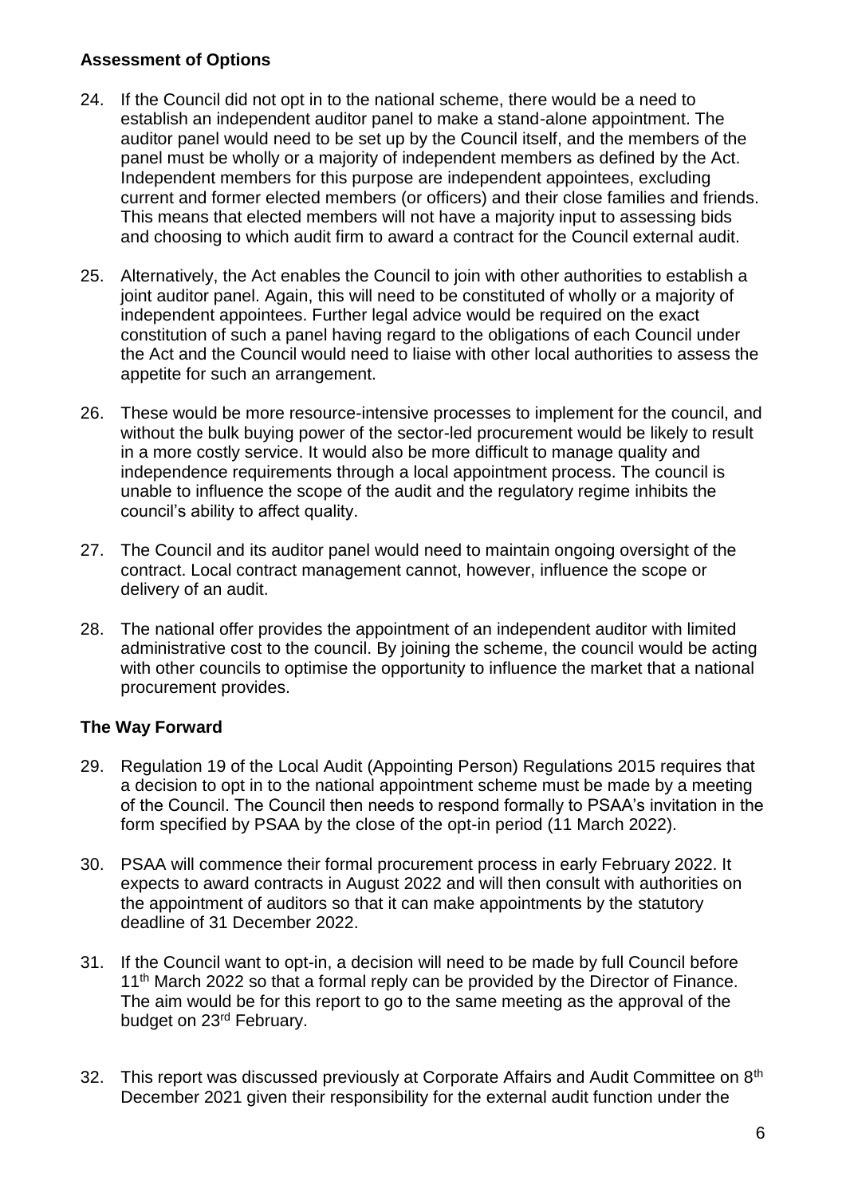## Assessment of Options

24. If the Council did not opt in to the national scheme, there would be a need to establish an independent auditor panel to make a stand-alone appointment. The auditor panel would need to be set up by the Council itself, and the members of the panel must be wholly or a majority of independent members as defined by the Act. Independent members for this purpose are independent appointees, excluding current and former elected members (or officers) and their close families and friends. This means that elected members will not have a majority input to assessing bids and choosing to which audit firm to award a contract for the Council external audit.

25. Alternatively, the Act enables the Council to join with other authorities to establish a joint auditor panel. Again, this will need to be constituted of wholly or a majority of independent appointees. Further legal advice would be required on the exact constitution of such a panel having regard to the obligations of each Council under the Act and the Council would need to liaise with other local authorities to assess the appetite for such an arrangement.

26. These would be more resource-intensive processes to implement for the council, and without the bulk buying power of the sector-led procurement would be likely to result in a more costly service. It would also be more difficult to manage quality and independence requirements through a local appointment process. The council is unable to influence the scope of the audit and the regulatory regime inhibits the council's ability to affect quality.

27. The Council and its auditor panel would need to maintain ongoing oversight of the contract. Local contract management cannot, however, influence the scope or delivery of an audit.

28. The national offer provides the appointment of an independent auditor with limited administrative cost to the council. By joining the scheme, the council would be acting with other councils to optimise the opportunity to influence the market that a national procurement provides.

## The Way Forward

29. Regulation 19 of the Local Audit (Appointing Person) Regulations 2015 requires that a decision to opt in to the national appointment scheme must be made by a meeting of the Council. The Council then needs to respond formally to PSAA's invitation in the form specified by PSAA by the close of the opt-in period (11 March 2022).

30. PSAA will commence their formal procurement process in early February 2022. It expects to award contracts in August 2022 and will then consult with authorities on the appointment of auditors so that it can make appointments by the statutory deadline of 31 December 2022.

31. If the Council want to opt-in, a decision will need to be made by full Council before 11th March 2022 so that a formal reply can be provided by the Director of Finance. The aim would be for this report to go to the same meeting as the approval of the budget on 23rd February.

32. This report was discussed previously at Corporate Affairs and Audit Committee on 8th December 2021 given their responsibility for the external audit function under the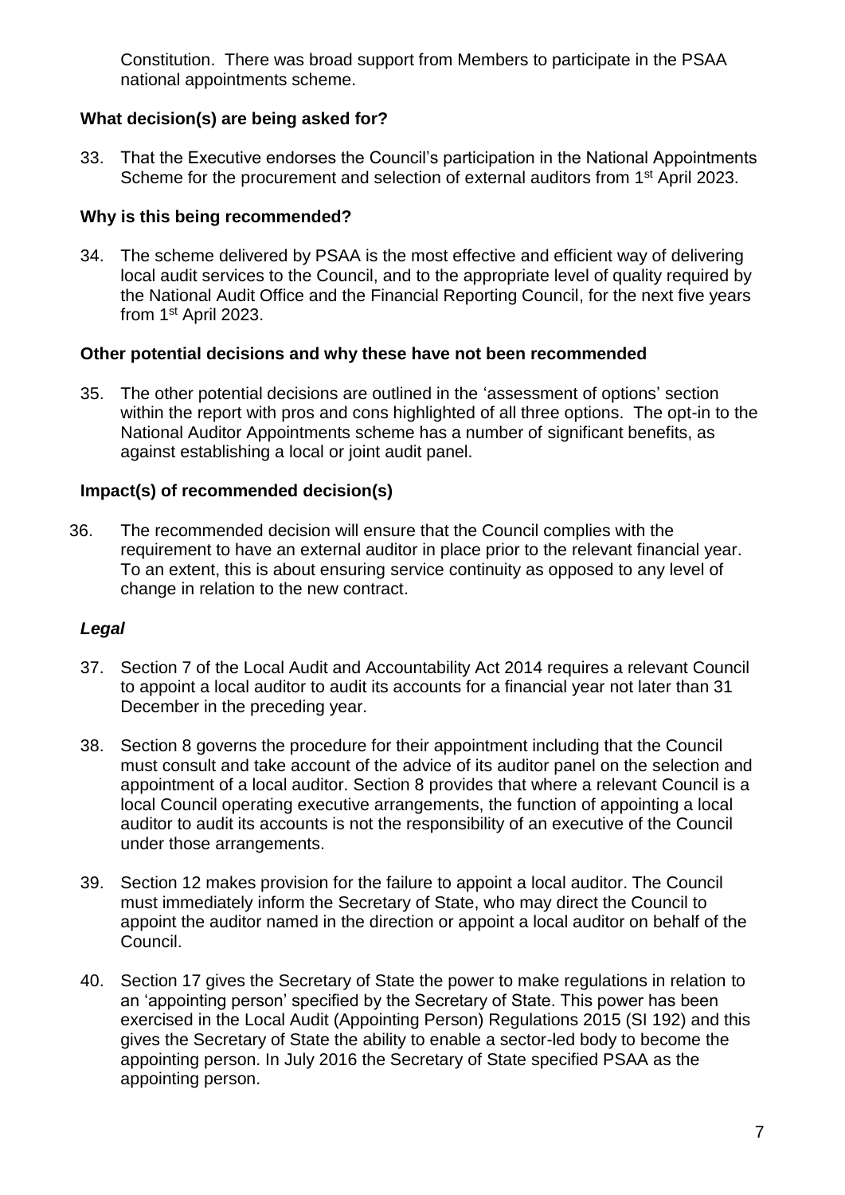Constitution. There was broad support from Members to participate in the PSAA national appointments scheme.

**What decision(s) are being asked for?**

33. That the Executive endorses the Council's participation in the National Appointments Scheme for the procurement and selection of external auditors from 1st April 2023.

**Why is this being recommended?**

34. The scheme delivered by PSAA is the most effective and efficient way of delivering local audit services to the Council, and to the appropriate level of quality required by the National Audit Office and the Financial Reporting Council, for the next five years from 1st April 2023.

**Other potential decisions and why these have not been recommended**

35. The other potential decisions are outlined in the 'assessment of options' section within the report with pros and cons highlighted of all three options. The opt-in to the National Auditor Appointments scheme has a number of significant benefits, as against establishing a local or joint audit panel.

**Impact(s) of recommended decision(s)**

36. The recommended decision will ensure that the Council complies with the requirement to have an external auditor in place prior to the relevant financial year. To an extent, this is about ensuring service continuity as opposed to any level of change in relation to the new contract.

***Legal***

37. Section 7 of the Local Audit and Accountability Act 2014 requires a relevant Council to appoint a local auditor to audit its accounts for a financial year not later than 31 December in the preceding year.

38. Section 8 governs the procedure for their appointment including that the Council must consult and take account of the advice of its auditor panel on the selection and appointment of a local auditor. Section 8 provides that where a relevant Council is a local Council operating executive arrangements, the function of appointing a local auditor to audit its accounts is not the responsibility of an executive of the Council under those arrangements.

39. Section 12 makes provision for the failure to appoint a local auditor. The Council must immediately inform the Secretary of State, who may direct the Council to appoint the auditor named in the direction or appoint a local auditor on behalf of the Council.

40. Section 17 gives the Secretary of State the power to make regulations in relation to an 'appointing person' specified by the Secretary of State. This power has been exercised in the Local Audit (Appointing Person) Regulations 2015 (SI 192) and this gives the Secretary of State the ability to enable a sector-led body to become the appointing person. In July 2016 the Secretary of State specified PSAA as the appointing person.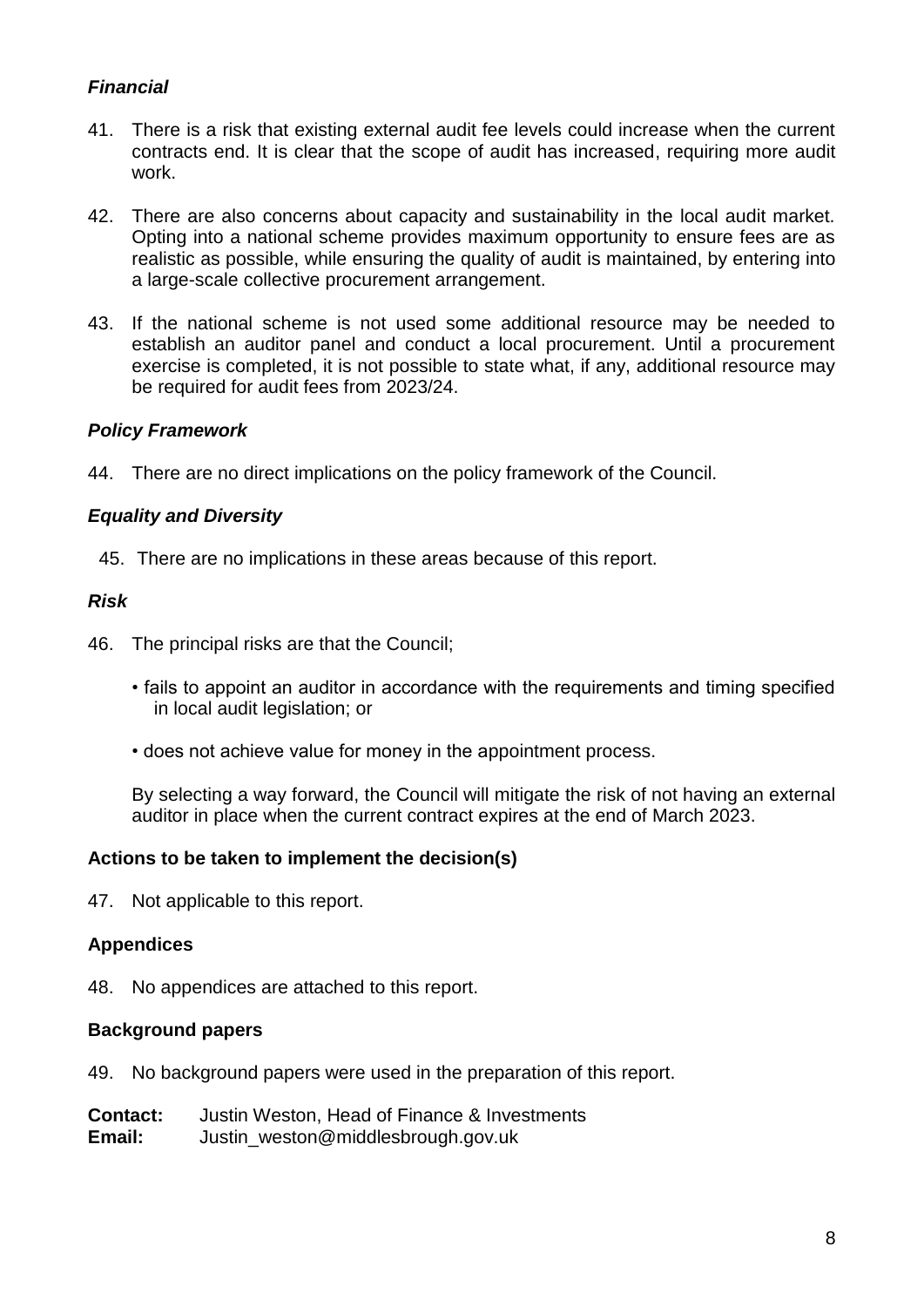### *Financial*

41. There is a risk that existing external audit fee levels could increase when the current contracts end. It is clear that the scope of audit has increased, requiring more audit work.

42. There are also concerns about capacity and sustainability in the local audit market. Opting into a national scheme provides maximum opportunity to ensure fees are as realistic as possible, while ensuring the quality of audit is maintained, by entering into a large-scale collective procurement arrangement.

43. If the national scheme is not used some additional resource may be needed to establish an auditor panel and conduct a local procurement. Until a procurement exercise is completed, it is not possible to state what, if any, additional resource may be required for audit fees from 2023/24.

### *Policy Framework*

44. There are no direct implications on the policy framework of the Council.

### *Equality and Diversity*

45. There are no implications in these areas because of this report.

### *Risk*

46. The principal risks are that the Council;

    • fails to appoint an auditor in accordance with the requirements and timing specified in local audit legislation; or

    • does not achieve value for money in the appointment process.

    By selecting a way forward, the Council will mitigate the risk of not having an external auditor in place when the current contract expires at the end of March 2023.

### **Actions to be taken to implement the decision(s)**

47. Not applicable to this report.

### **Appendices**

48. No appendices are attached to this report.

### **Background papers**

49. No background papers were used in the preparation of this report.

**Contact:** Justin Weston, Head of Finance & Investments
**Email:** Justin_weston@middlesbrough.gov.uk